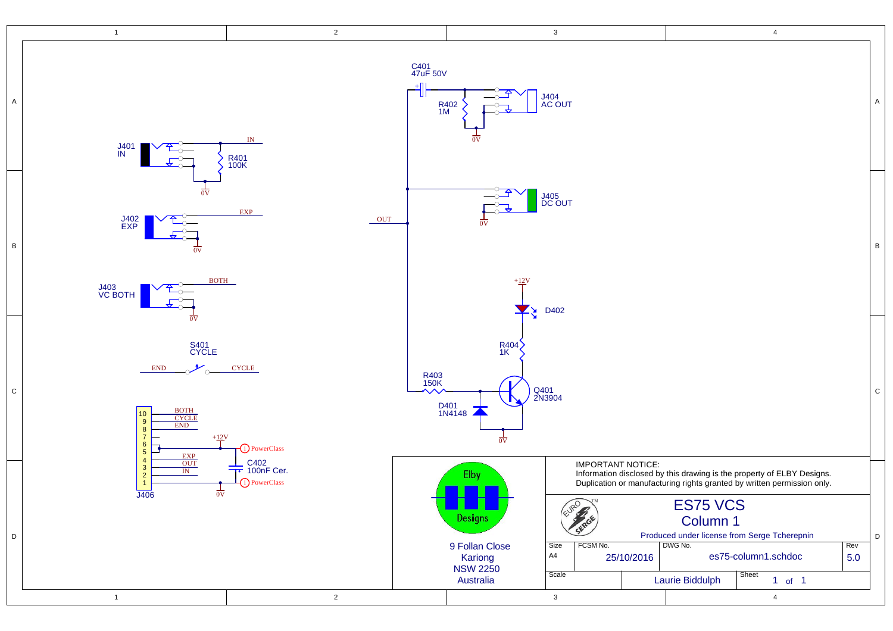J401
IN

IN

R401
100K

0V

J402
EXP

EXP

0V

J403
VC BOTH

BOTH

0V

S401
CYCLE

END

CYCLE

10
9
8
7
6
5
4
3
2
1

J406

BOTH
CYCLE
END

+12V

PowerClass

EXP
OUT
IN

C402
100nF Cer.

0V

PowerClass

C401
47uF 50V

R402
1M

0V

J404
AC OUT

OUT

J405
DC OUT

0V

+12V

D402

R404
1K

R403
150K

Q401
2N3904

D401
1N4148

0V

Elby
Designs

9 Follan Close
Kariong
NSW 2250
Australia

IMPORTANT NOTICE:
Information disclosed by this drawing is the property of ELBY Designs.
Duplication or manufacturing rights granted by written permission only.

EURO SERGE TM

# ES75 VCS
## Column 1

Produced under license from Serge Tcherepnin

| Size | FCSM No. | DWG No. | Rev |
| --- | --- | --- | --- |
| A4 | 25/10/2016 | es75-column1.schdoc | 5.0 |
| Scale | Laurie Biddulph | Sheet 1 of 1 | |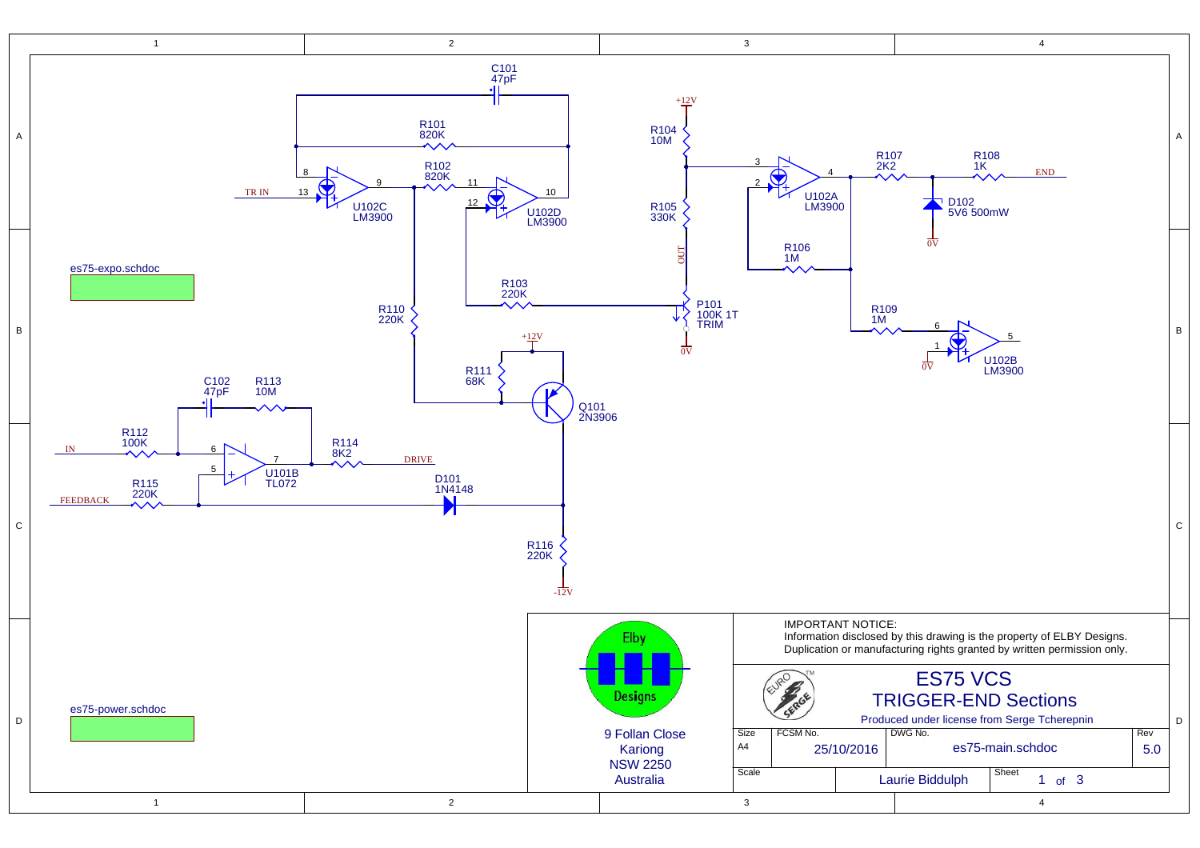es75-expo.schdoc

es75-power.schdoc

TR IN, IN, FEEDBACK, DRIVE, OUT, END

C101 47pF, R101 820K, R102 820K, R103 220K, R104 10M, R105 330K, R106 1M, R107 2K2, R108 1K, R109 1M, R110 220K, R111 68K, R112 100K, R113 10M, R114 8K2, R115 220K, R116 220K, C102 47pF

U102C LM3900, U102D LM3900, U102A LM3900, U102B LM3900, U101B TL072

Q101 2N3906, D101 1N4148, D102 5V6 500mW, P101 100K 1T TRIM

+12V, -12V, 0V

IMPORTANT NOTICE:
Information disclosed by this drawing is the property of ELBY Designs.
Duplication or manufacturing rights granted by written permission only.

Elby Designs
9 Follan Close
Kariong
NSW 2250
Australia

# ES75 VCS
## TRIGGER-END Sections

Produced under license from Serge Tcherepnin

| Size | FCSM No. | DWG No. | Rev |
|---|---|---|---|
| A4 | 25/10/2016 | es75-main.schdoc | 5.0 |
| Scale | | Laurie Biddulph | Sheet 1 of 3 |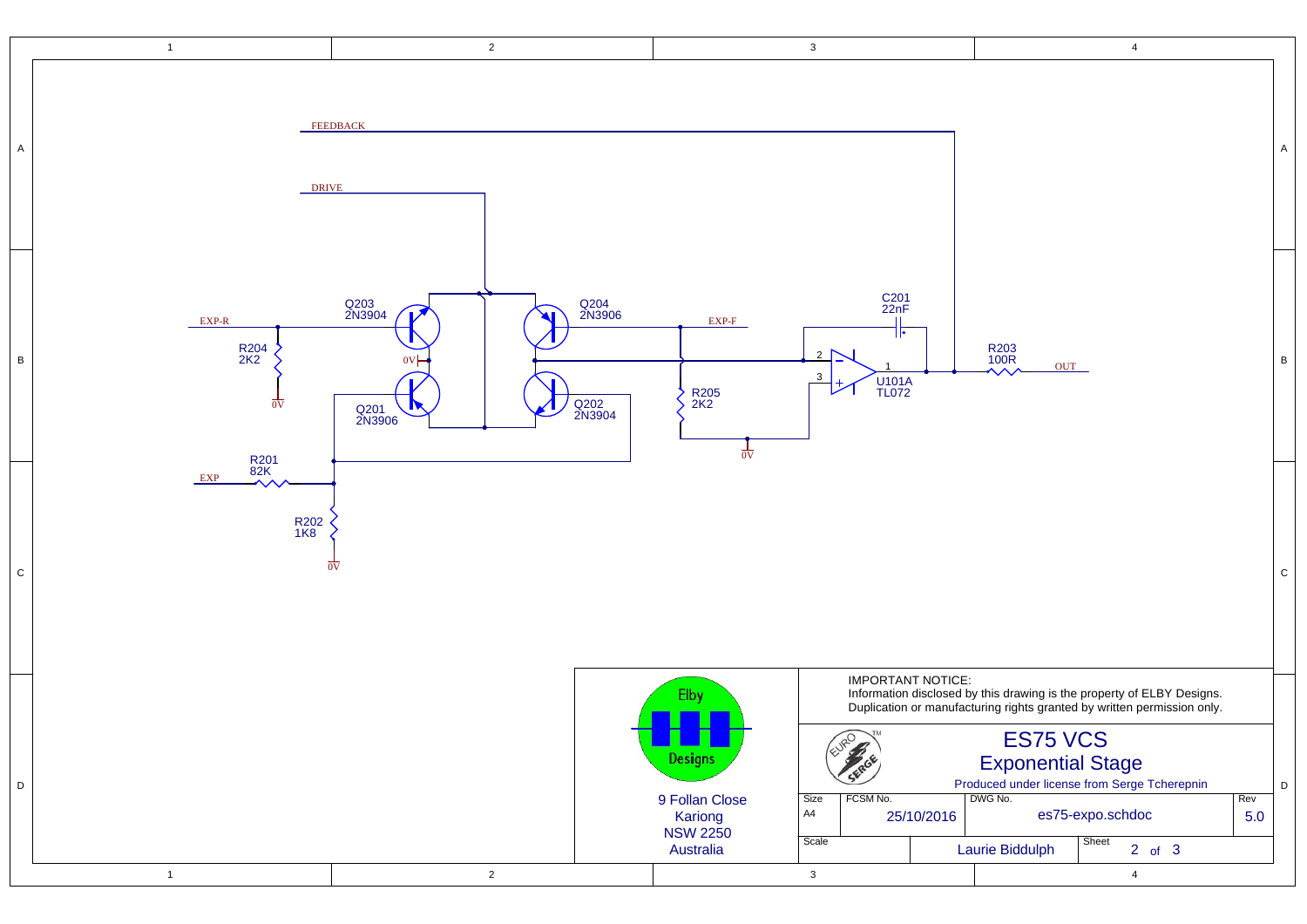FEEDBACK

DRIVE

EXP-R

R204
2K2

0V

Q203
2N3904

0V

Q201
2N3906

Q204
2N3906

Q202
2N3904

EXP-F

R205
2K2

0V

C201
22nF

2

3

1

U101A
TL072

R203
100R

OUT

R201
82K

EXP

R202
1K8

0V

Elby Designs

9 Follan Close
Kariong
NSW 2250
Australia

IMPORTANT NOTICE:
Information disclosed by this drawing is the property of ELBY Designs.
Duplication or manufacturing rights granted by written permission only.

# ES75 VCS
## Exponential Stage

Produced under license from Serge Tcherepnin

| Size | FCSM No. | | DWG No. | | Rev |
|---|---|---|---|---|---|
| A4 | | 25/10/2016 | es75-expo.schdoc | | 5.0 |
| Scale | | | Laurie Biddulph | Sheet 2 of 3 | |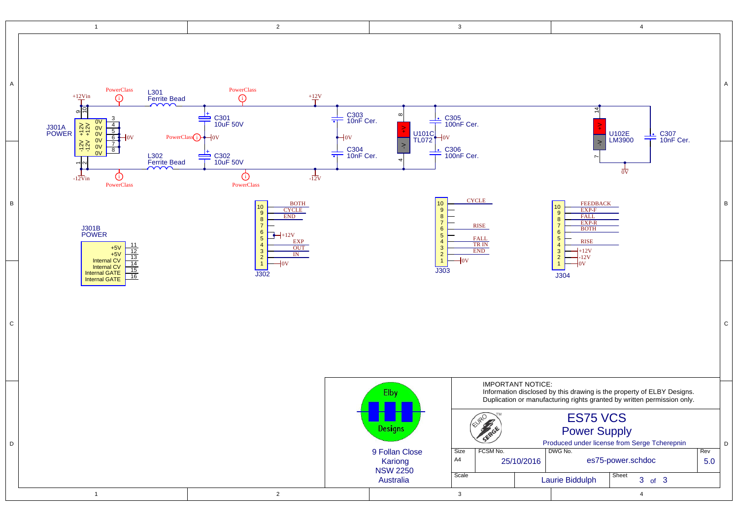IMPORTANT NOTICE:
Information disclosed by this drawing is the property of ELBY Designs.
Duplication or manufacturing rights granted by written permission only.

# ES75 VCS
## Power Supply

Produced under license from Serge Tcherepnin

Elby Designs
9 Follan Close
Kariong
NSW 2250
Australia

| Size | FCSM No. | | DWG No. | Rev |
|---|---|---|---|---|
| A4 | | 25/10/2016 | es75-power.schdoc | 5.0 |
| Scale | | Laurie Biddulph | Sheet 3 of 3 | |

J301A POWER: pins 9, 10 +12V (+12Vin); pins 1, 2 -12V (-12Vin); pins 3, 4, 5, 6, 7, 8 0V

L301 Ferrite Bead; L302 Ferrite Bead

C301 10uF 50V; C302 10uF 50V

C303 10nF Cer.; C304 10nF Cer.

U101C TL072 (pin 8 +V, pin 4 -V)

C305 100nF Cer.; C306 100nF Cer.

U102E LM3900 (pin 14 +V, pin 7 -V)

C307 10nF Cer.

J301B POWER: 11 +5V; 12 +5V; 13 Internal CV; 14 Internal CV; 15 Internal GATE; 16 Internal GATE

J302: 10 BOTH; 9 CYCLE; 8 END; 6 +12V; 5 EXP; 4 OUT; 3 IN; 1 0V

J303: 10 CYCLE; 6 RISE; 4 FALL; 3 TR IN; 2 END; 1 0V

J304: 10 FEEDBACK; 9 EXP-F; 8 FALL; 7 EXP-R; 6 BOTH; 4 RISE; 3 +12V; 2 -12V; 1 0V

PowerClass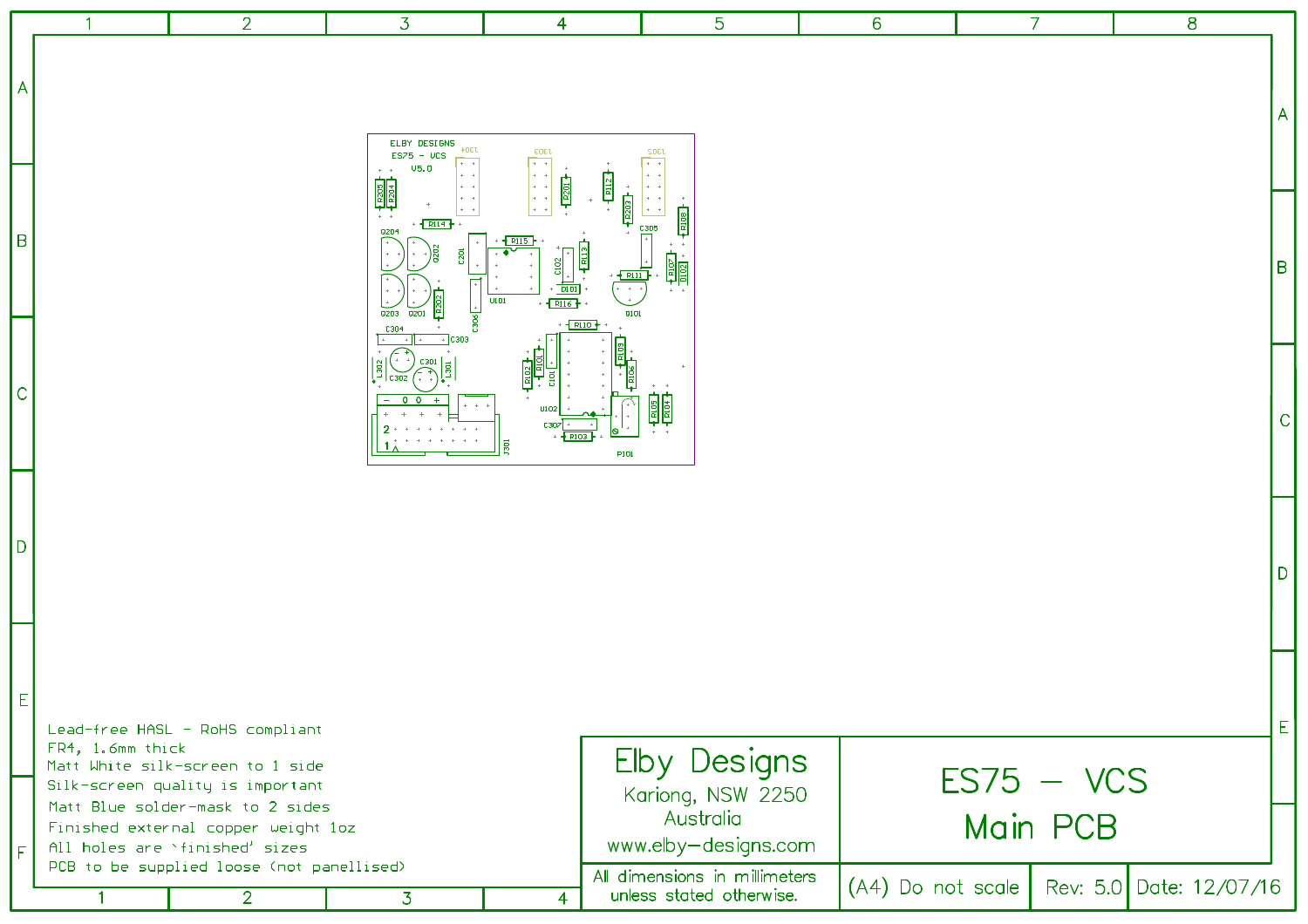ELBY DESIGNS
ES75 - VCS
V5.0

Lead-free HASL - RoHS compliant
FR4, 1.6mm thick
Matt White silk-screen to 1 side
Silk-screen quality is important
Matt Blue solder-mask to 2 sides
Finished external copper weight 1oz
All holes are 'finished' sizes
PCB to be supplied loose (not panellised)

| Elby Designs<br>Kariong, NSW 2250<br>Australia<br>www.elby-designs.com | ES75 - VCS<br>Main PCB | | |
|---|---|---|---|
| All dimensions in millimeters unless stated otherwise. | (A4) Do not scale | Rev: 5.0 | Date: 12/07/16 |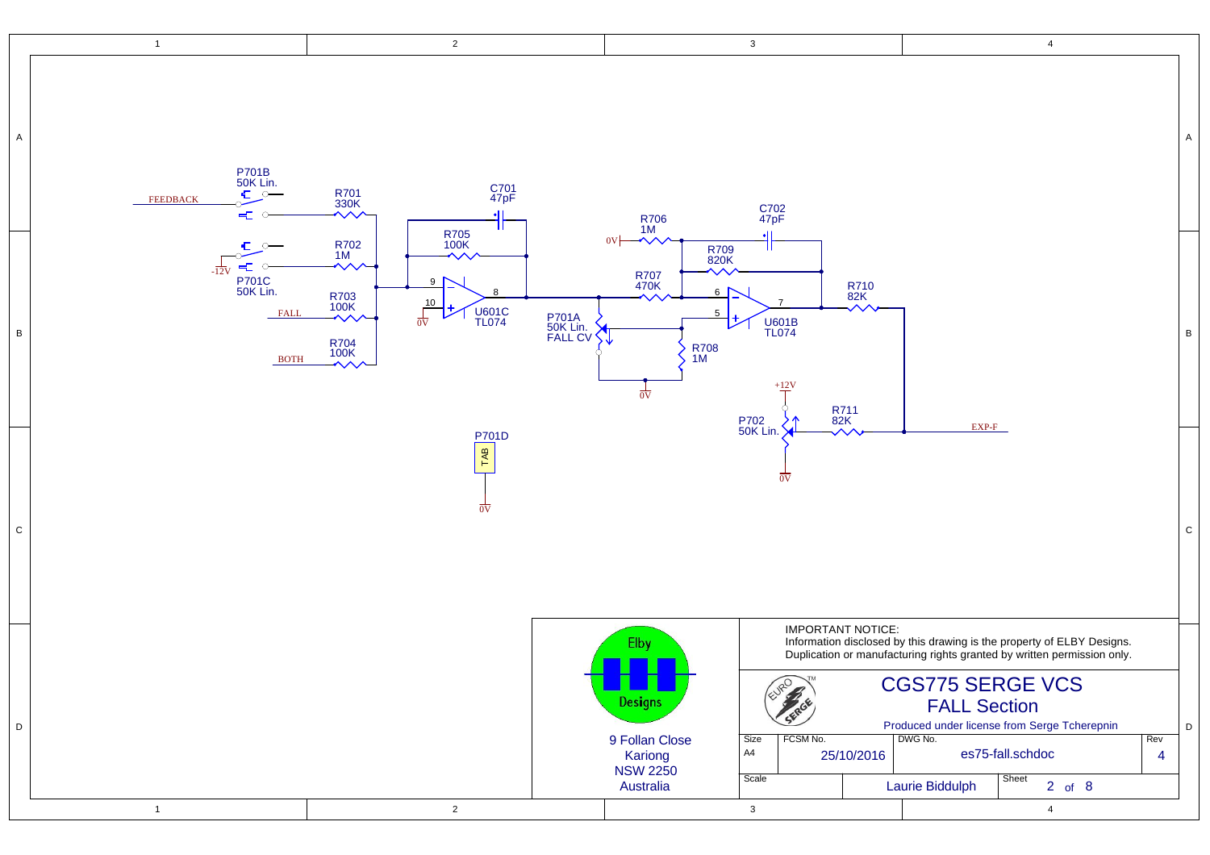P701B
50K Lin.

FEEDBACK

R701
330K

C701
47pF

R705
100K

R702
1M

-12V

P701C
50K Lin.

R703
100K

FALL

R704
100K

BOTH

9

10

0V

8

U601C
TL074

R706
1M

0V

C702
47pF

R709
820K

R707
470K

P701A
50K Lin.
FALL CV

R708
1M

0V

6

5

7

U601B
TL074

R710
82K

+12V

P702
50K Lin.

R711
82K

0V

EXP-F

P701D
TAB

0V

IMPORTANT NOTICE:
Information disclosed by this drawing is the property of ELBY Designs.
Duplication or manufacturing rights granted by written permission only.

Elby Designs

9 Follan Close
Kariong
NSW 2250
Australia

EURO SERGE

# CGS775 SERGE VCS
## FALL Section

Produced under license from Serge Tcherepnin

| Size | FCSM No. | | DWG No. | Rev |
|---|---|---|---|---|
| A4 | | 25/10/2016 | es75-fall.schdoc | 4 |
| Scale | | Laurie Biddulph | Sheet 2 of 8 | |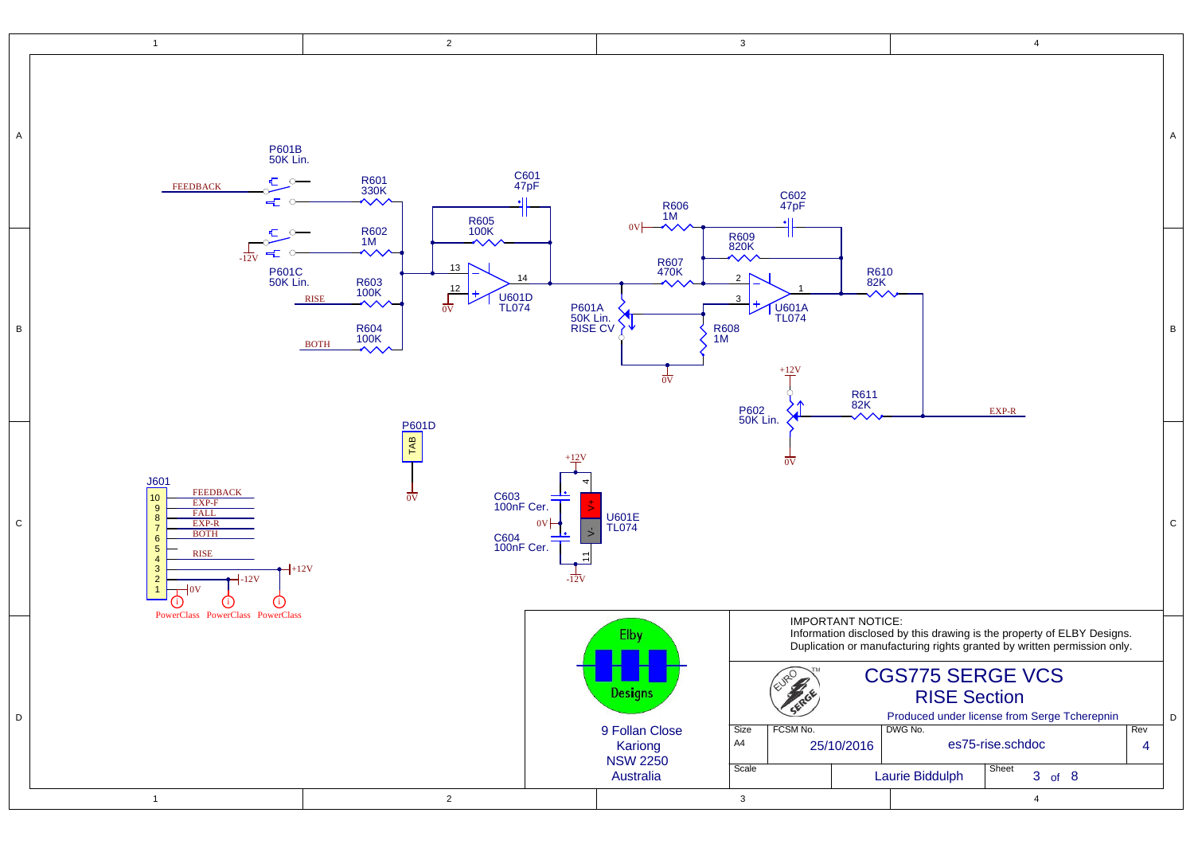# CGS775 SERGE VCS

## RISE Section

P601B 50K Lin.

FEEDBACK

R601 330K

C601 47pF

R602 1M

-12V

P601C 50K Lin.

R605 100K

13

14

12

0V

U601D TL074

RISE

R603 100K

R604 100K

BOTH

R606 1M

0V

C602 47pF

R609 820K

R607 470K

2

3

1

U601A TL074

R610 82K

P601A 50K Lin. RISE CV

R608 1M

0V

+12V

P602 50K Lin.

R611 82K

EXP-R

0V

P601D

TAB

0V

J601

| Pin | Signal |
|---|---|
| 10 | FEEDBACK |
| 9 | EXP-F |
| 8 | FALL |
| 7 | EXP-R |
| 6 | BOTH |
| 5 | |
| 4 | RISE |
| 3 | +12V |
| 2 | -12V |
| 1 | 0V |

PowerClass PowerClass PowerClass

+12V

C603 100nF Cer.

0V

C604 100nF Cer.

-12V

4

V+

V-

11

U601E TL074

Elby Designs

9 Follan Close
Kariong
NSW 2250
Australia

IMPORTANT NOTICE:
Information disclosed by this drawing is the property of ELBY Designs.
Duplication or manufacturing rights granted by written permission only.

EURO SERGE TM

CGS775 SERGE VCS
RISE Section

Produced under license from Serge Tcherepnin

| Size | FCSM No. | DWG No. | Rev |
|---|---|---|---|
| A4 | 25/10/2016 | es75-rise.schdoc | 4 |
| Scale | Laurie Biddulph | Sheet 3 of 8 | |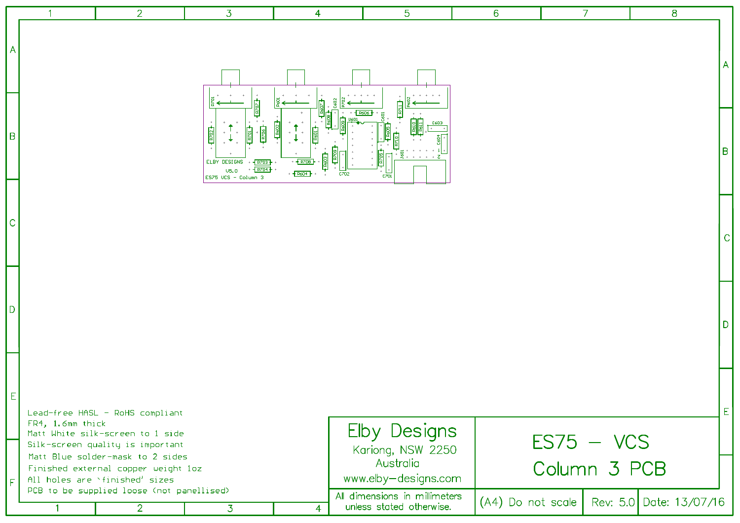ELBY DESIGNS

V5.0

ES75 VCS - Column 3

Lead-free HASL - RoHS compliant
FR4, 1.6mm thick
Matt White silk-screen to 1 side
Silk-screen quality is important
Matt Blue solder-mask to 2 sides
Finished external copper weight 1oz
All holes are 'finished' sizes
PCB to be supplied loose (not panellised)

| Elby Designs<br>Kariong, NSW 2250<br>Australia<br>www.elby-designs.com | ES75 – VCS<br>Column 3 PCB | | |
|---|---|---|---|
| All dimensions in millimeters unless stated otherwise. | (A4) Do not scale | Rev: 5.0 | Date: 13/07/16 |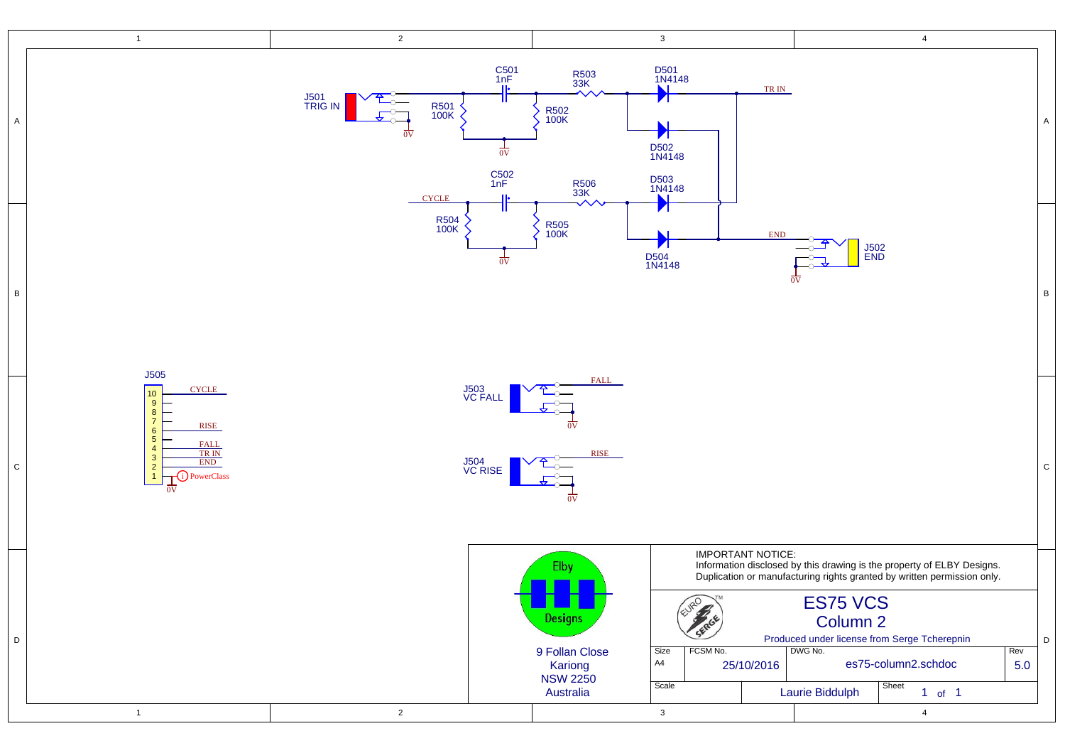J501
TRIG IN

C501
1nF

R501
100K

R502
100K

R503
33K

D501
1N4148

TR IN

D502
1N4148

0V

CYCLE

C502
1nF

R504
100K

R505
100K

R506
33K

D503
1N4148

D504
1N4148

END

J502
END

0V

J505

| Pin | Signal |
|---|---|
| 10 | CYCLE |
| 9 | |
| 8 | |
| 7 | |
| 6 | RISE |
| 5 | |
| 4 | FALL |
| 3 | TR IN |
| 2 | END |
| 1 | PowerClass |

0V

J503
VC FALL

FALL

0V

J504
VC RISE

RISE

0V

Elby Designs

9 Follan Close
Kariong
NSW 2250
Australia

IMPORTANT NOTICE:
Information disclosed by this drawing is the property of ELBY Designs.
Duplication or manufacturing rights granted by written permission only.

EURO SERGE™

# ES75 VCS
## Column 2

Produced under license from Serge Tcherepnin

| Size | FCSM No. | DWG No. | Rev |
|---|---|---|---|
| A4 | 25/10/2016 | es75-column2.schdoc | 5.0 |

| Scale | | Sheet |
|---|---|---|
| | Laurie Biddulph | 1 of 1 |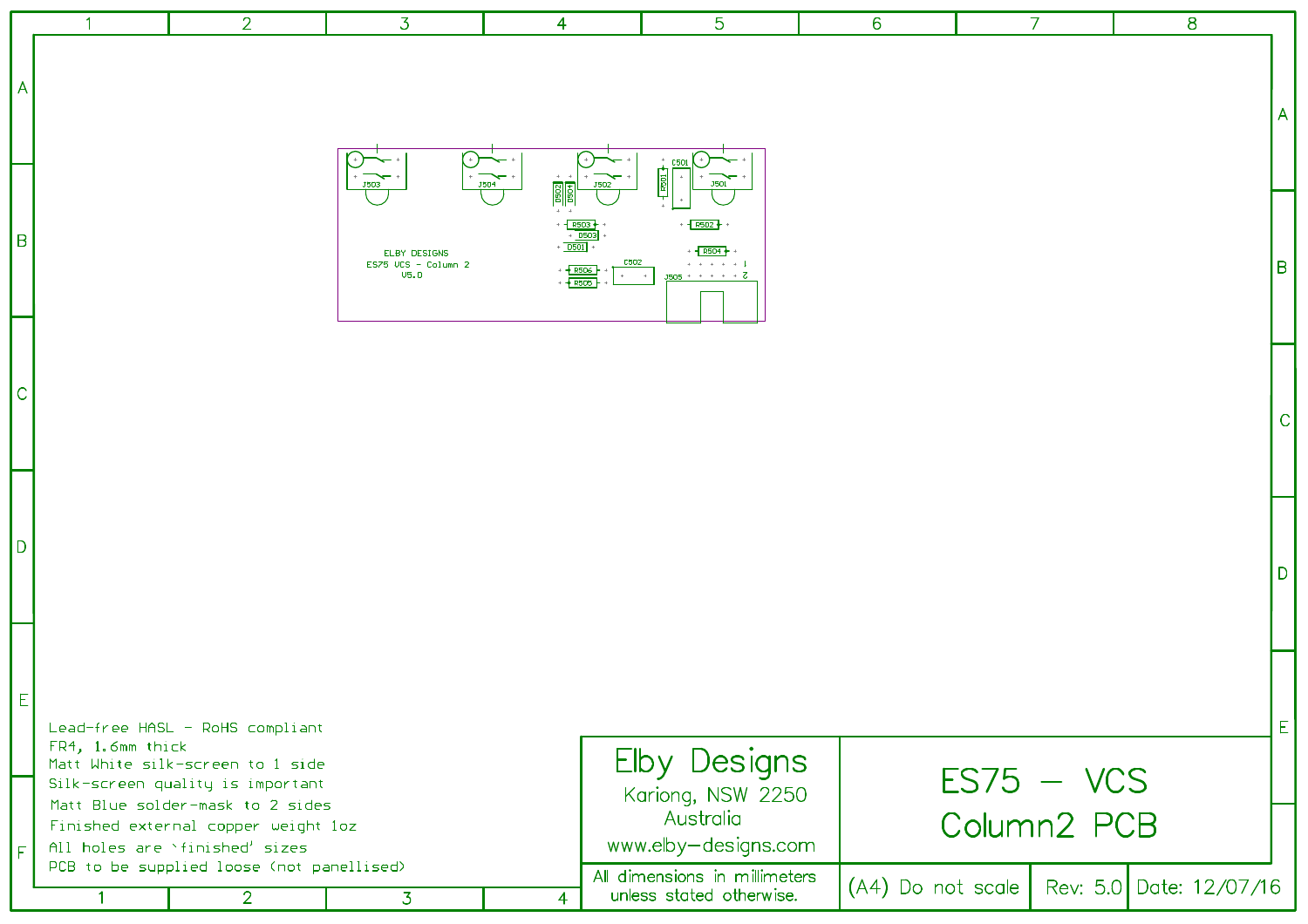ELBY DESIGNS
ES75 VCS - Column 2
V5.0

J503 J504 J502 J501 J505

D502 D504 R503 D503 D501 R506 R505 C502 R501 C501 R502 R504

Lead-free HASL - RoHS compliant
FR4, 1.6mm thick
Matt White silk-screen to 1 side
Silk-screen quality is important
Matt Blue solder-mask to 2 sides
Finished external copper weight 1oz
All holes are 'finished' sizes
PCB to be supplied loose (not panellised)

| Elby Designs<br>Kariong, NSW 2250<br>Australia<br>www.elby-designs.com | ES75 - VCS<br>Column2 PCB | | |
|---|---|---|---|
| All dimensions in millimeters unless stated otherwise. | (A4) Do not scale | Rev: 5.0 | Date: 12/07/16 |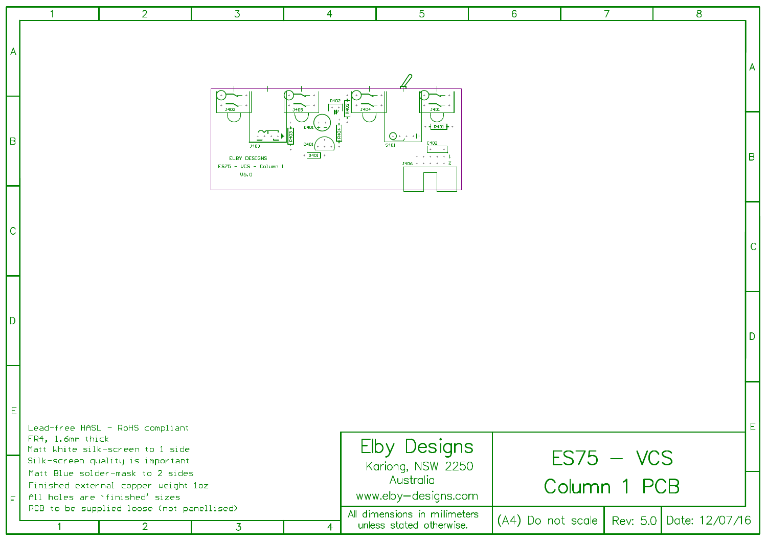ELBY DESIGNS
ES75 - VCS - Column 1
V5.0

J402
J405
J404
J401
J403
J406
D402
R402
R403
R404
R401
C401
C402
Q401
D401
S401

Lead-free HASL - RoHS compliant
FR4, 1.6mm thick
Matt White silk-screen to 1 side
Silk-screen quality is important
Matt Blue solder-mask to 2 sides
Finished external copper weight 1oz
All holes are 'finished' sizes
PCB to be supplied loose (not panellised)

| | | | |
|---|---|---|---|
| Elby Designs<br>Kariong, NSW 2250<br>Australia<br>www.elby-designs.com | ES75 - VCS<br>Column 1 PCB | | |
| All dimensions in millimeters unless stated otherwise. | (A4) Do not scale | Rev: 5.0 | Date: 12/07/16 |